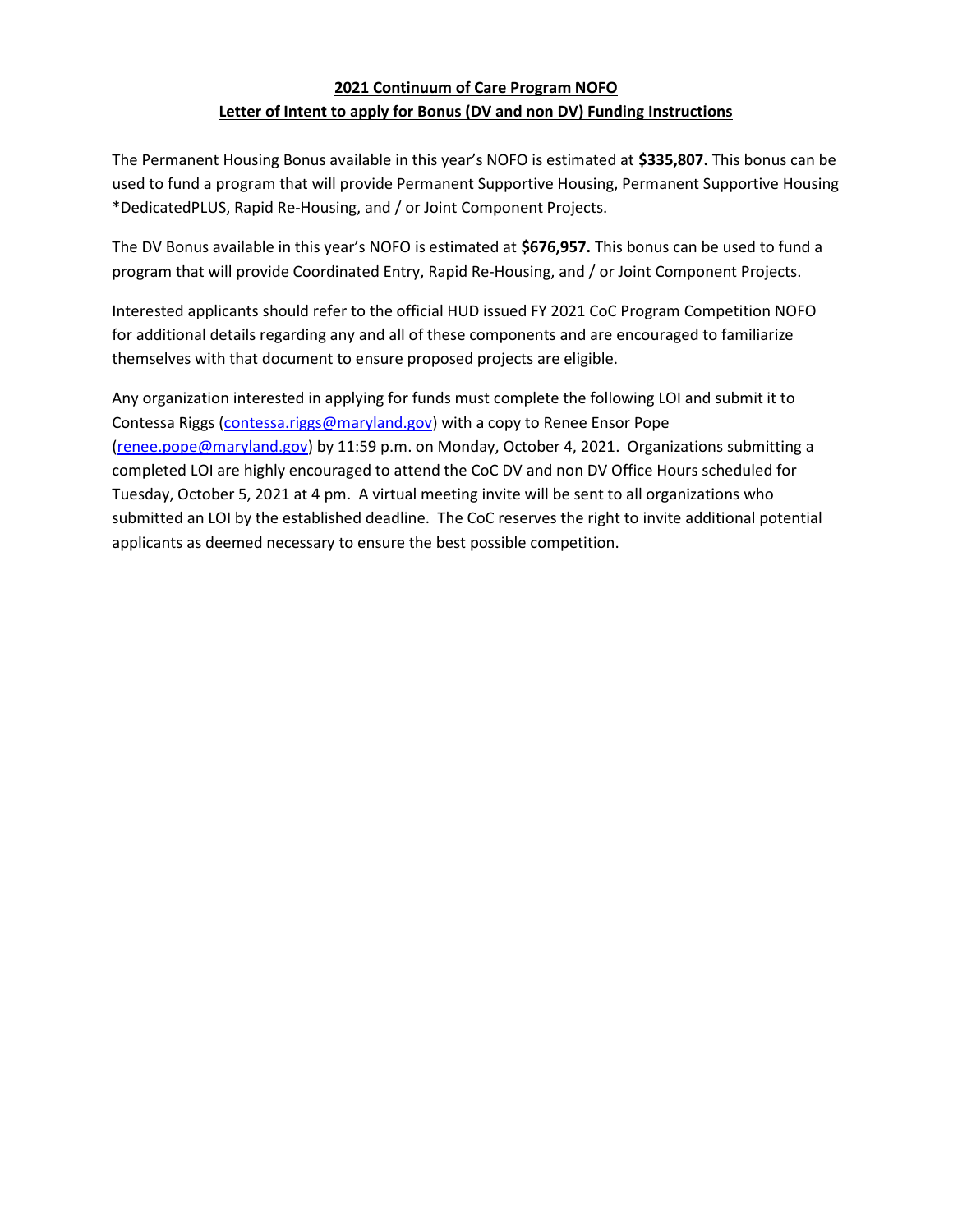**2021 Continuum of Care Program NOFO**
**Letter of Intent to apply for Bonus (DV and non DV) Funding Instructions**

The Permanent Housing Bonus available in this year's NOFO is estimated at **$335,807.** This bonus can be used to fund a program that will provide Permanent Supportive Housing, Permanent Supportive Housing *DedicatedPLUS, Rapid Re-Housing, and / or Joint Component Projects.

The DV Bonus available in this year's NOFO is estimated at **$676,957.** This bonus can be used to fund a program that will provide Coordinated Entry, Rapid Re-Housing, and / or Joint Component Projects.

Interested applicants should refer to the official HUD issued FY 2021 CoC Program Competition NOFO for additional details regarding any and all of these components and are encouraged to familiarize themselves with that document to ensure proposed projects are eligible.

Any organization interested in applying for funds must complete the following LOI and submit it to Contessa Riggs (contessa.riggs@maryland.gov) with a copy to Renee Ensor Pope (renee.pope@maryland.gov) by 11:59 p.m. on Monday, October 4, 2021. Organizations submitting a completed LOI are highly encouraged to attend the CoC DV and non DV Office Hours scheduled for Tuesday, October 5, 2021 at 4 pm. A virtual meeting invite will be sent to all organizations who submitted an LOI by the established deadline. The CoC reserves the right to invite additional potential applicants as deemed necessary to ensure the best possible competition.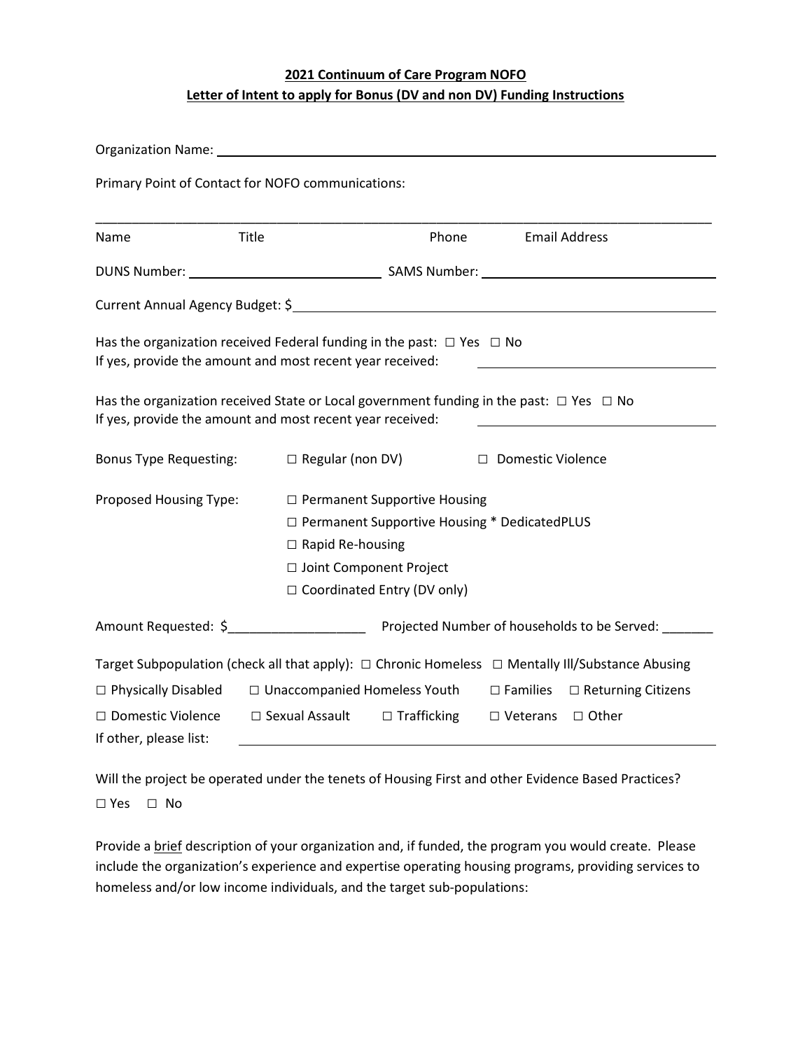**2021 Continuum of Care Program NOFO**

**Letter of Intent to apply for Bonus (DV and non DV) Funding Instructions**

Organization Name: ______________________________________________

Primary Point of Contact for NOFO communications:

_____________________________________________________________________

Name Title Phone Email Address

DUNS Number: ____________________ SAMS Number: ____________________

Current Annual Agency Budget: $____________________________________

Has the organization received Federal funding in the past: ☐ Yes ☐ No
If yes, provide the amount and most recent year received: ____________________

Has the organization received State or Local government funding in the past: ☐ Yes ☐ No
If yes, provide the amount and most recent year received: ____________________

Bonus Type Requesting: ☐ Regular (non DV) ☐ Domestic Violence

Proposed Housing Type:
- ☐ Permanent Supportive Housing
- ☐ Permanent Supportive Housing * DedicatedPLUS
- ☐ Rapid Re-housing
- ☐ Joint Component Project
- ☐ Coordinated Entry (DV only)

Amount Requested: $___________________ Projected Number of households to be Served: _______

Target Subpopulation (check all that apply): ☐ Chronic Homeless ☐ Mentally Ill/Substance Abusing

☐ Physically Disabled ☐ Unaccompanied Homeless Youth ☐ Families ☐ Returning Citizens

☐ Domestic Violence ☐ Sexual Assault ☐ Trafficking ☐ Veterans ☐ Other

If other, please list: ____________________________________________

Will the project be operated under the tenets of Housing First and other Evidence Based Practices?

☐ Yes ☐ No

Provide a brief description of your organization and, if funded, the program you would create. Please include the organization's experience and expertise operating housing programs, providing services to homeless and/or low income individuals, and the target sub-populations: